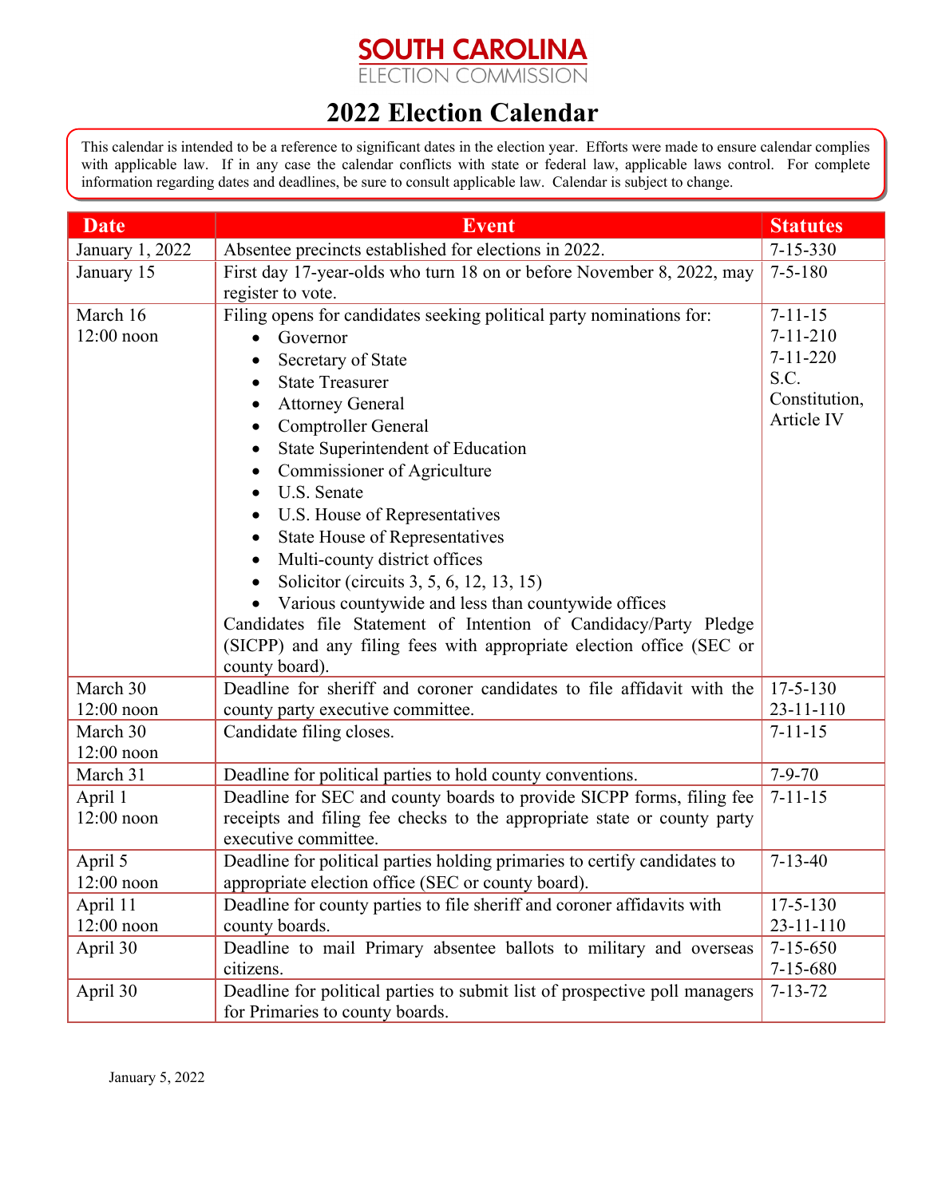# SOUTH CAROLINA
ELECTION COMMISSION

# 2022 Election Calendar

This calendar is intended to be a reference to significant dates in the election year. Efforts were made to ensure calendar complies with applicable law. If in any case the calendar conflicts with state or federal law, applicable laws control. For complete information regarding dates and deadlines, be sure to consult applicable law. Calendar is subject to change.

| Date | Event | Statutes |
|---|---|---|
| January 1, 2022 | Absentee precincts established for elections in 2022. | 7-15-330 |
| January 15 | First day 17-year-olds who turn 18 on or before November 8, 2022, may register to vote. | 7-5-180 |
| March 16<br>12:00 noon | Filing opens for candidates seeking political party nominations for:<br>• Governor<br>• Secretary of State<br>• State Treasurer<br>• Attorney General<br>• Comptroller General<br>• State Superintendent of Education<br>• Commissioner of Agriculture<br>• U.S. Senate<br>• U.S. House of Representatives<br>• State House of Representatives<br>• Multi-county district offices<br>• Solicitor (circuits 3, 5, 6, 12, 13, 15)<br>• Various countywide and less than countywide offices<br>Candidates file Statement of Intention of Candidacy/Party Pledge (SICPP) and any filing fees with appropriate election office (SEC or county board). | 7-11-15<br>7-11-210<br>7-11-220<br>S.C. Constitution, Article IV |
| March 30<br>12:00 noon | Deadline for sheriff and coroner candidates to file affidavit with the county party executive committee. | 17-5-130<br>23-11-110 |
| March 30<br>12:00 noon | Candidate filing closes. | 7-11-15 |
| March 31 | Deadline for political parties to hold county conventions. | 7-9-70 |
| April 1<br>12:00 noon | Deadline for SEC and county boards to provide SICPP forms, filing fee receipts and filing fee checks to the appropriate state or county party executive committee. | 7-11-15 |
| April 5<br>12:00 noon | Deadline for political parties holding primaries to certify candidates to appropriate election office (SEC or county board). | 7-13-40 |
| April 11<br>12:00 noon | Deadline for county parties to file sheriff and coroner affidavits with county boards. | 17-5-130<br>23-11-110 |
| April 30 | Deadline to mail Primary absentee ballots to military and overseas citizens. | 7-15-650<br>7-15-680 |
| April 30 | Deadline for political parties to submit list of prospective poll managers for Primaries to county boards. | 7-13-72 |

January 5, 2022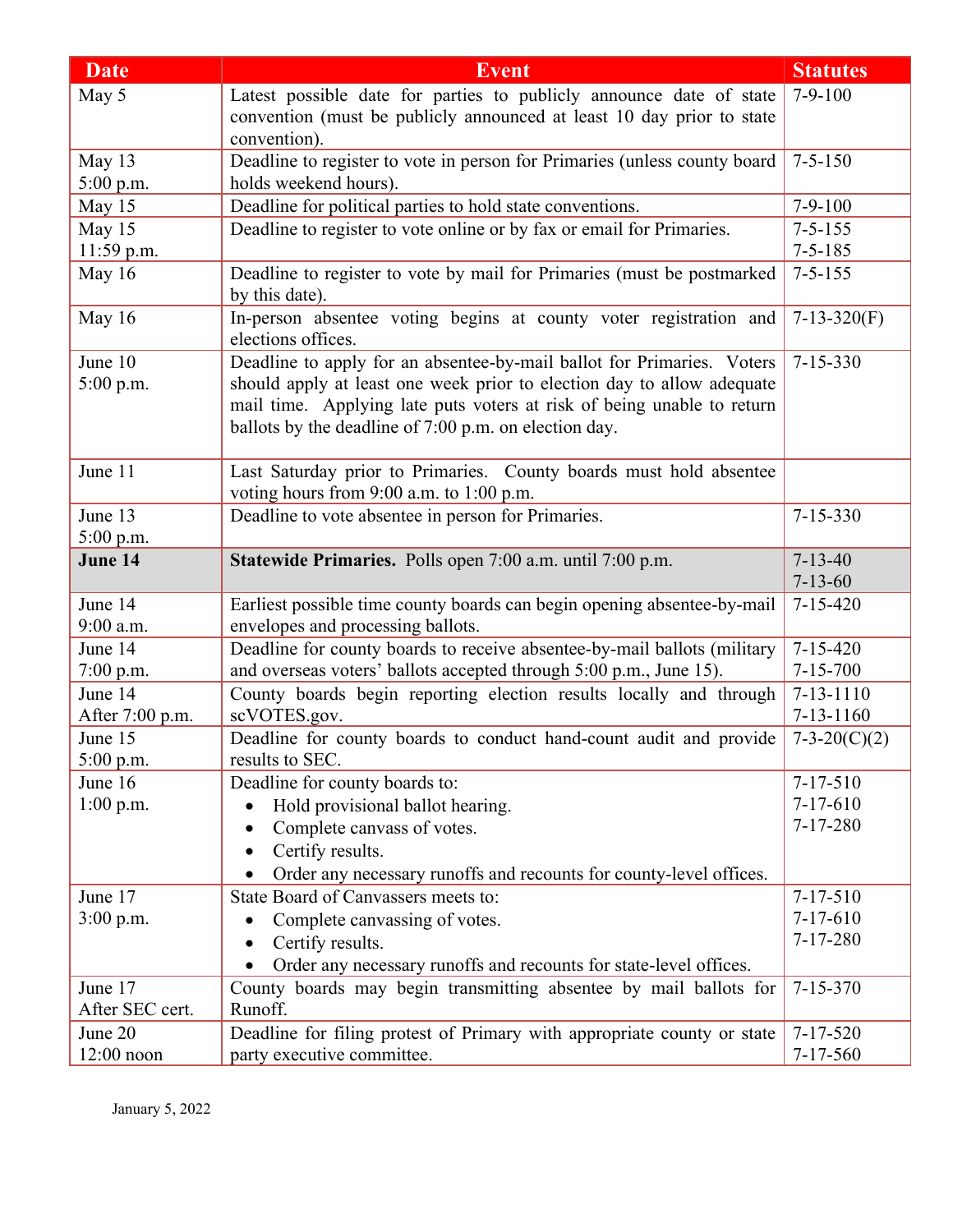| Date | Event | Statutes |
|---|---|---|
| May 5 | Latest possible date for parties to publicly announce date of state convention (must be publicly announced at least 10 day prior to state convention). | 7-9-100 |
| May 13<br>5:00 p.m. | Deadline to register to vote in person for Primaries (unless county board holds weekend hours). | 7-5-150 |
| May 15 | Deadline for political parties to hold state conventions. | 7-9-100 |
| May 15<br>11:59 p.m. | Deadline to register to vote online or by fax or email for Primaries. | 7-5-155<br>7-5-185 |
| May 16 | Deadline to register to vote by mail for Primaries (must be postmarked by this date). | 7-5-155 |
| May 16 | In-person absentee voting begins at county voter registration and elections offices. | 7-13-320(F) |
| June 10<br>5:00 p.m. | Deadline to apply for an absentee-by-mail ballot for Primaries. Voters should apply at least one week prior to election day to allow adequate mail time. Applying late puts voters at risk of being unable to return ballots by the deadline of 7:00 p.m. on election day. | 7-15-330 |
| June 11 | Last Saturday prior to Primaries. County boards must hold absentee voting hours from 9:00 a.m. to 1:00 p.m. | |
| June 13<br>5:00 p.m. | Deadline to vote absentee in person for Primaries. | 7-15-330 |
| **June 14** | **Statewide Primaries.** Polls open 7:00 a.m. until 7:00 p.m. | 7-13-40<br>7-13-60 |
| June 14<br>9:00 a.m. | Earliest possible time county boards can begin opening absentee-by-mail envelopes and processing ballots. | 7-15-420 |
| June 14<br>7:00 p.m. | Deadline for county boards to receive absentee-by-mail ballots (military and overseas voters' ballots accepted through 5:00 p.m., June 15). | 7-15-420<br>7-15-700 |
| June 14<br>After 7:00 p.m. | County boards begin reporting election results locally and through scVOTES.gov. | 7-13-1110<br>7-13-1160 |
| June 15<br>5:00 p.m. | Deadline for county boards to conduct hand-count audit and provide results to SEC. | 7-3-20(C)(2) |
| June 16<br>1:00 p.m. | Deadline for county boards to:<br>• Hold provisional ballot hearing.<br>• Complete canvass of votes.<br>• Certify results.<br>• Order any necessary runoffs and recounts for county-level offices. | 7-17-510<br>7-17-610<br>7-17-280 |
| June 17<br>3:00 p.m. | State Board of Canvassers meets to:<br>• Complete canvassing of votes.<br>• Certify results.<br>• Order any necessary runoffs and recounts for state-level offices. | 7-17-510<br>7-17-610<br>7-17-280 |
| June 17<br>After SEC cert. | County boards may begin transmitting absentee by mail ballots for Runoff. | 7-15-370 |
| June 20<br>12:00 noon | Deadline for filing protest of Primary with appropriate county or state party executive committee. | 7-17-520<br>7-17-560 |

January 5, 2022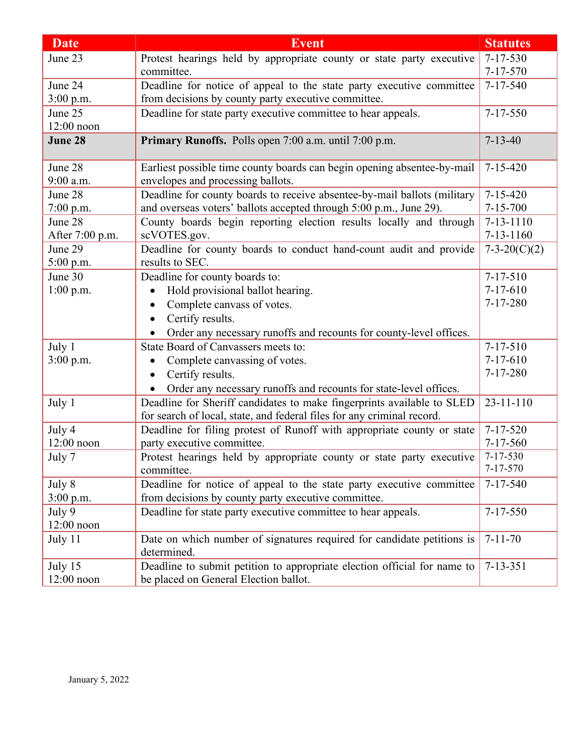| Date | Event | Statutes |
|---|---|---|
| June 23 | Protest hearings held by appropriate county or state party executive committee. | 7-17-530<br>7-17-570 |
| June 24<br>3:00 p.m. | Deadline for notice of appeal to the state party executive committee from decisions by county party executive committee. | 7-17-540 |
| June 25<br>12:00 noon | Deadline for state party executive committee to hear appeals. | 7-17-550 |
| **June 28** | **Primary Runoffs.** Polls open 7:00 a.m. until 7:00 p.m. | 7-13-40 |
| June 28<br>9:00 a.m. | Earliest possible time county boards can begin opening absentee-by-mail envelopes and processing ballots. | 7-15-420 |
| June 28<br>7:00 p.m. | Deadline for county boards to receive absentee-by-mail ballots (military and overseas voters' ballots accepted through 5:00 p.m., June 29). | 7-15-420<br>7-15-700 |
| June 28<br>After 7:00 p.m. | County boards begin reporting election results locally and through scVOTES.gov. | 7-13-1110<br>7-13-1160 |
| June 29<br>5:00 p.m. | Deadline for county boards to conduct hand-count audit and provide results to SEC. | 7-3-20(C)(2) |
| June 30<br>1:00 p.m. | Deadline for county boards to:<br>• Hold provisional ballot hearing.<br>• Complete canvass of votes.<br>• Certify results.<br>• Order any necessary runoffs and recounts for county-level offices. | 7-17-510<br>7-17-610<br>7-17-280 |
| July 1<br>3:00 p.m. | State Board of Canvassers meets to:<br>• Complete canvassing of votes.<br>• Certify results.<br>• Order any necessary runoffs and recounts for state-level offices. | 7-17-510<br>7-17-610<br>7-17-280 |
| July 1 | Deadline for Sheriff candidates to make fingerprints available to SLED for search of local, state, and federal files for any criminal record. | 23-11-110 |
| July 4<br>12:00 noon | Deadline for filing protest of Runoff with appropriate county or state party executive committee. | 7-17-520<br>7-17-560 |
| July 7 | Protest hearings held by appropriate county or state party executive committee. | 7-17-530<br>7-17-570 |
| July 8<br>3:00 p.m. | Deadline for notice of appeal to the state party executive committee from decisions by county party executive committee. | 7-17-540 |
| July 9<br>12:00 noon | Deadline for state party executive committee to hear appeals. | 7-17-550 |
| July 11 | Date on which number of signatures required for candidate petitions is determined. | 7-11-70 |
| July 15<br>12:00 noon | Deadline to submit petition to appropriate election official for name to be placed on General Election ballot. | 7-13-351 |

January 5, 2022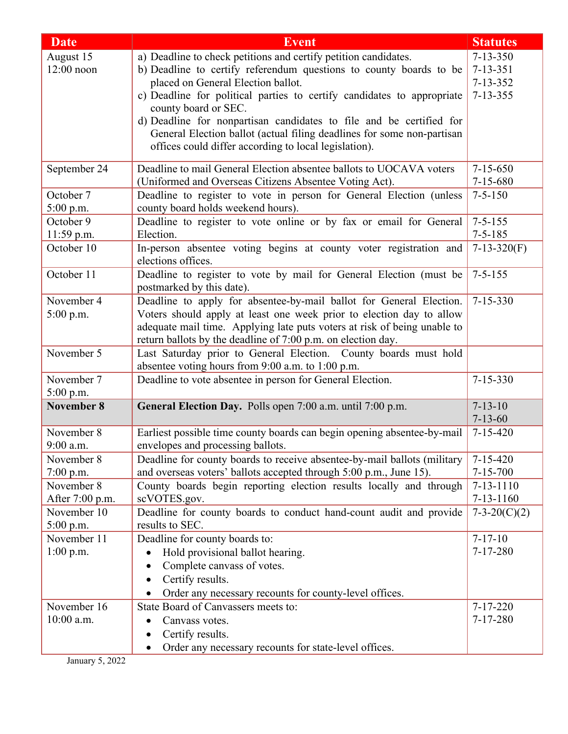| Date | Event | Statutes |
|---|---|---|
| August 15<br>12:00 noon | a) Deadline to check petitions and certify petition candidates.<br>b) Deadline to certify referendum questions to county boards to be placed on General Election ballot.<br>c) Deadline for political parties to certify candidates to appropriate county board or SEC.<br>d) Deadline for nonpartisan candidates to file and be certified for General Election ballot (actual filing deadlines for some non-partisan offices could differ according to local legislation). | 7-13-350<br>7-13-351<br>7-13-352<br>7-13-355 |
| September 24 | Deadline to mail General Election absentee ballots to UOCAVA voters (Uniformed and Overseas Citizens Absentee Voting Act). | 7-15-650<br>7-15-680 |
| October 7<br>5:00 p.m. | Deadline to register to vote in person for General Election (unless county board holds weekend hours). | 7-5-150 |
| October 9<br>11:59 p.m. | Deadline to register to vote online or by fax or email for General Election. | 7-5-155<br>7-5-185 |
| October 10 | In-person absentee voting begins at county voter registration and elections offices. | 7-13-320(F) |
| October 11 | Deadline to register to vote by mail for General Election (must be postmarked by this date). | 7-5-155 |
| November 4<br>5:00 p.m. | Deadline to apply for absentee-by-mail ballot for General Election. Voters should apply at least one week prior to election day to allow adequate mail time. Applying late puts voters at risk of being unable to return ballots by the deadline of 7:00 p.m. on election day. | 7-15-330 |
| November 5 | Last Saturday prior to General Election. County boards must hold absentee voting hours from 9:00 a.m. to 1:00 p.m. | |
| November 7<br>5:00 p.m. | Deadline to vote absentee in person for General Election. | 7-15-330 |
| **November 8** | **General Election Day.** Polls open 7:00 a.m. until 7:00 p.m. | 7-13-10<br>7-13-60 |
| November 8<br>9:00 a.m. | Earliest possible time county boards can begin opening absentee-by-mail envelopes and processing ballots. | 7-15-420 |
| November 8<br>7:00 p.m. | Deadline for county boards to receive absentee-by-mail ballots (military and overseas voters' ballots accepted through 5:00 p.m., June 15). | 7-15-420<br>7-15-700 |
| November 8<br>After 7:00 p.m. | County boards begin reporting election results locally and through scVOTES.gov. | 7-13-1110<br>7-13-1160 |
| November 10<br>5:00 p.m. | Deadline for county boards to conduct hand-count audit and provide results to SEC. | 7-3-20(C)(2) |
| November 11<br>1:00 p.m. | Deadline for county boards to:<br>• Hold provisional ballot hearing.<br>• Complete canvass of votes.<br>• Certify results.<br>• Order any necessary recounts for county-level offices. | 7-17-10<br>7-17-280 |
| November 16<br>10:00 a.m. | State Board of Canvassers meets to:<br>• Canvass votes.<br>• Certify results.<br>• Order any necessary recounts for state-level offices. | 7-17-220<br>7-17-280 |

January 5, 2022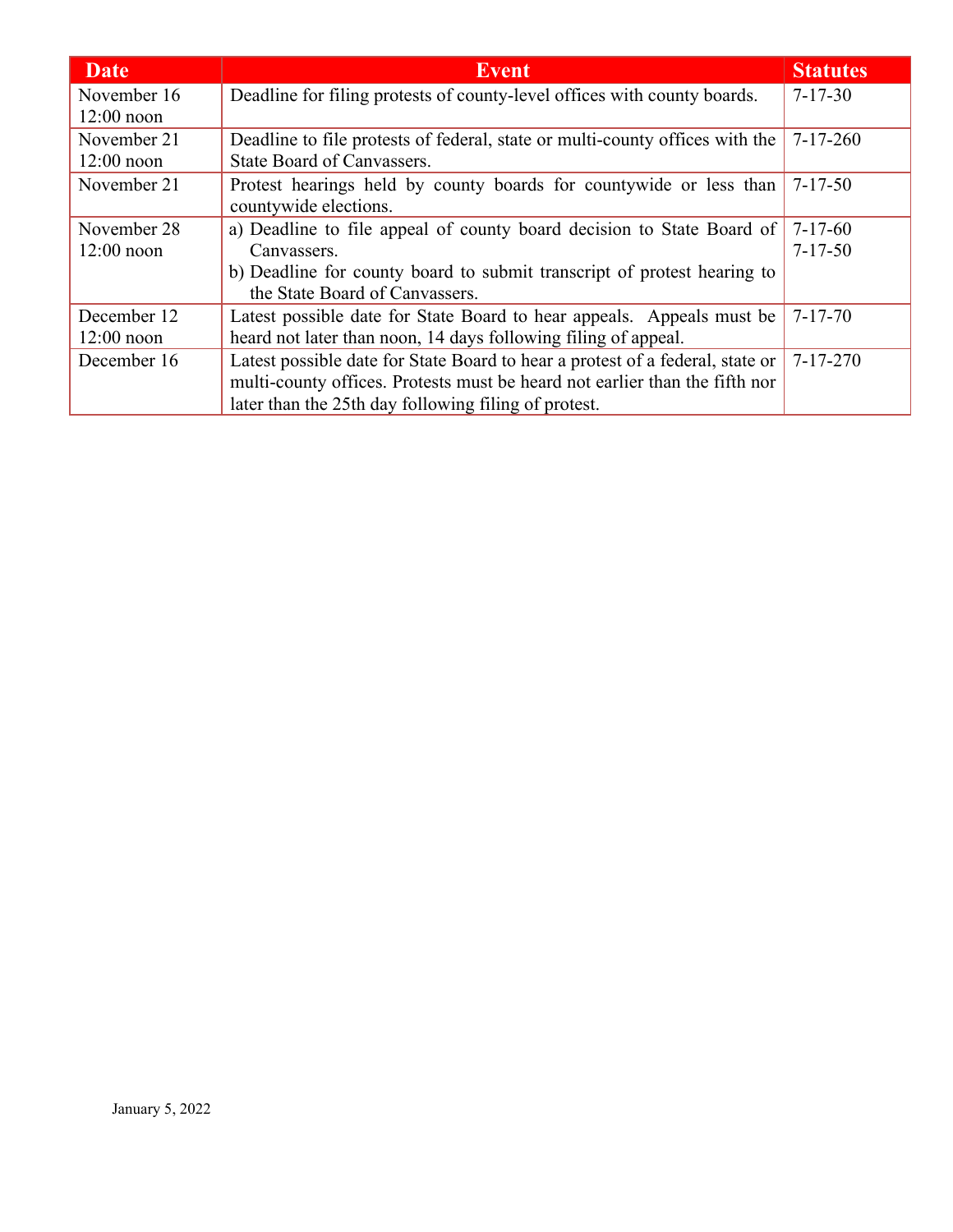| Date | Event | Statutes |
|---|---|---|
| November 16 12:00 noon | Deadline for filing protests of county-level offices with county boards. | 7-17-30 |
| November 21 12:00 noon | Deadline to file protests of federal, state or multi-county offices with the State Board of Canvassers. | 7-17-260 |
| November 21 | Protest hearings held by county boards for countywide or less than countywide elections. | 7-17-50 |
| November 28 12:00 noon | a) Deadline to file appeal of county board decision to State Board of Canvassers.<br>b) Deadline for county board to submit transcript of protest hearing to the State Board of Canvassers. | 7-17-60<br>7-17-50 |
| December 12 12:00 noon | Latest possible date for State Board to hear appeals. Appeals must be heard not later than noon, 14 days following filing of appeal. | 7-17-70 |
| December 16 | Latest possible date for State Board to hear a protest of a federal, state or multi-county offices. Protests must be heard not earlier than the fifth nor later than the 25th day following filing of protest. | 7-17-270 |

January 5, 2022